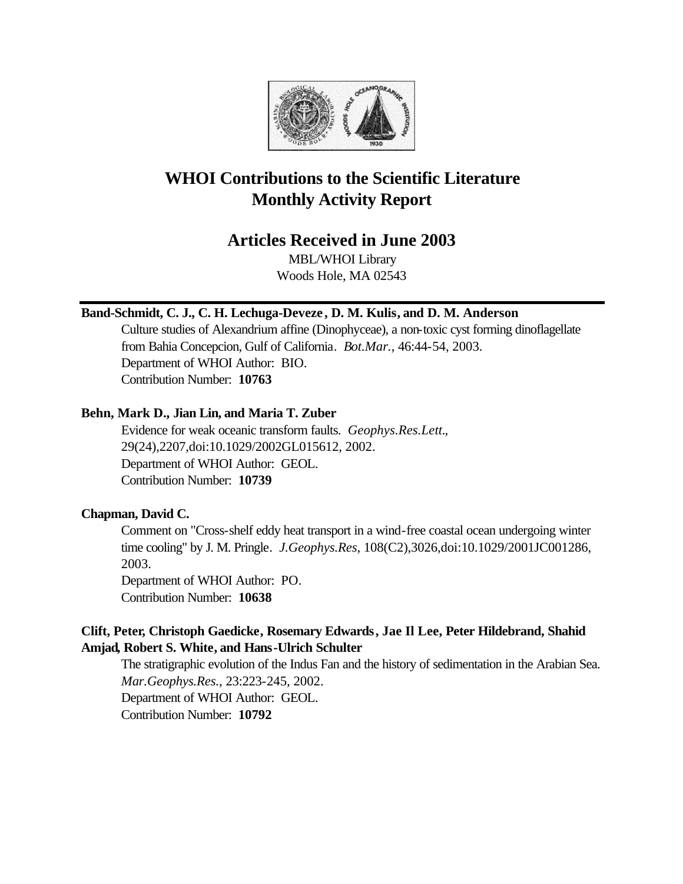# WHOI Contributions to the Scientific Literature Monthly Activity Report

## Articles Received in June 2003

MBL/WHOI Library
Woods Hole, MA 02543

---

**Band-Schmidt, C. J., C. H. Lechuga-Deveze, D. M. Kulis, and D. M. Anderson**

Culture studies of Alexandrium affine (Dinophyceae), a non-toxic cyst forming dinoflagellate from Bahia Concepcion, Gulf of California. *Bot.Mar.*, 46:44-54, 2003.
Department of WHOI Author: BIO.
Contribution Number: **10763**

**Behn, Mark D., Jian Lin, and Maria T. Zuber**

Evidence for weak oceanic transform faults. *Geophys.Res.Lett.*, 29(24),2207,doi:10.1029/2002GL015612, 2002.
Department of WHOI Author: GEOL.
Contribution Number: **10739**

**Chapman, David C.**

Comment on "Cross-shelf eddy heat transport in a wind-free coastal ocean undergoing winter time cooling" by J. M. Pringle. *J.Geophys.Res*, 108(C2),3026,doi:10.1029/2001JC001286, 2003.
Department of WHOI Author: PO.
Contribution Number: **10638**

**Clift, Peter, Christoph Gaedicke, Rosemary Edwards, Jae Il Lee, Peter Hildebrand, Shahid Amjad, Robert S. White, and Hans-Ulrich Schulter**

The stratigraphic evolution of the Indus Fan and the history of sedimentation in the Arabian Sea. *Mar.Geophys.Res.*, 23:223-245, 2002.
Department of WHOI Author: GEOL.
Contribution Number: **10792**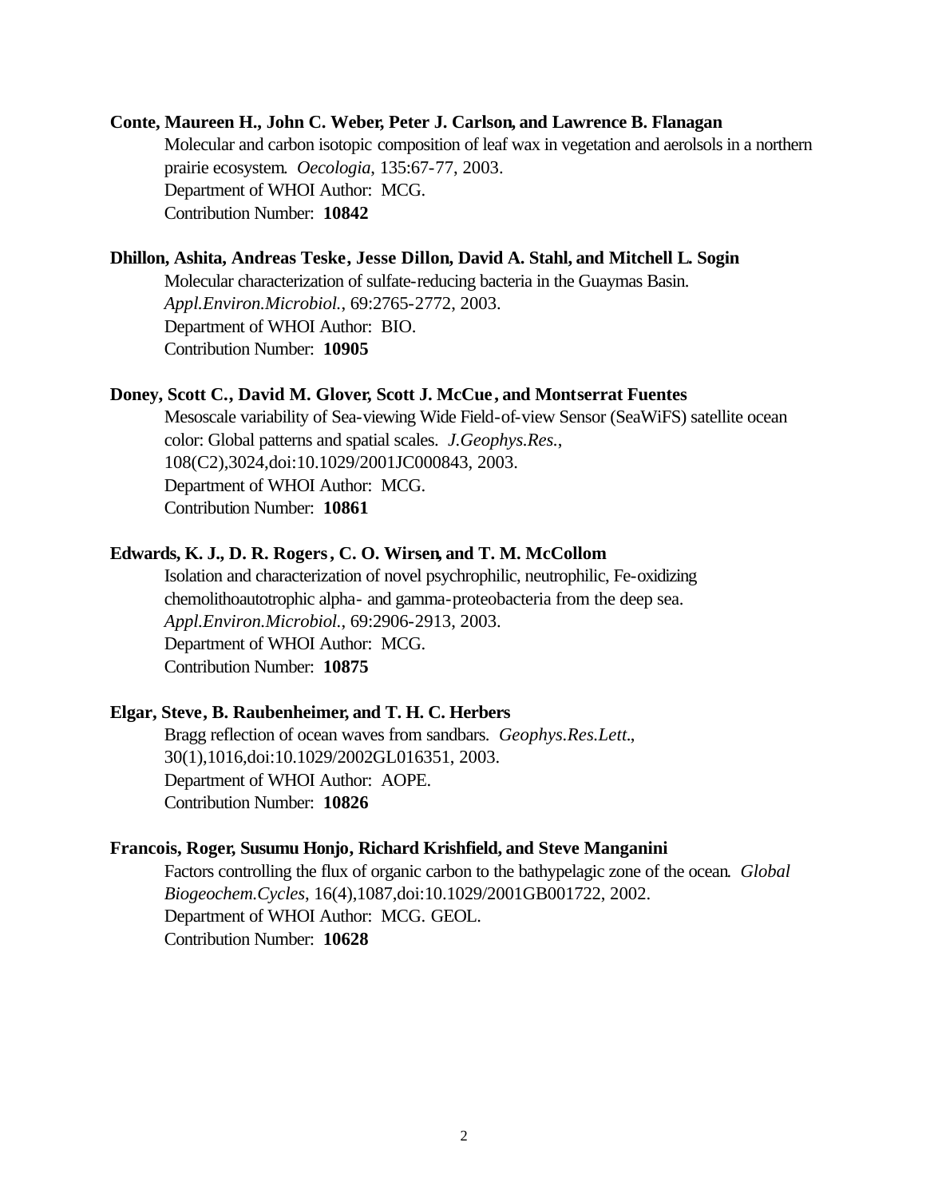**Conte, Maureen H., John C. Weber, Peter J. Carlson, and Lawrence B. Flanagan**

Molecular and carbon isotopic composition of leaf wax in vegetation and aerolsols in a northern prairie ecosystem. *Oecologia*, 135:67-77, 2003.
Department of WHOI Author: MCG.
Contribution Number: **10842**

**Dhillon, Ashita, Andreas Teske, Jesse Dillon, David A. Stahl, and Mitchell L. Sogin**

Molecular characterization of sulfate-reducing bacteria in the Guaymas Basin. *Appl.Environ.Microbiol.*, 69:2765-2772, 2003.
Department of WHOI Author: BIO.
Contribution Number: **10905**

**Doney, Scott C., David M. Glover, Scott J. McCue, and Montserrat Fuentes**

Mesoscale variability of Sea-viewing Wide Field-of-view Sensor (SeaWiFS) satellite ocean color: Global patterns and spatial scales. *J.Geophys.Res.*, 108(C2),3024,doi:10.1029/2001JC000843, 2003.
Department of WHOI Author: MCG.
Contribution Number: **10861**

**Edwards, K. J., D. R. Rogers, C. O. Wirsen, and T. M. McCollom**

Isolation and characterization of novel psychrophilic, neutrophilic, Fe-oxidizing chemolithoautotrophic alpha- and gamma-proteobacteria from the deep sea. *Appl.Environ.Microbiol.*, 69:2906-2913, 2003.
Department of WHOI Author: MCG.
Contribution Number: **10875**

**Elgar, Steve, B. Raubenheimer, and T. H. C. Herbers**

Bragg reflection of ocean waves from sandbars. *Geophys.Res.Lett.*, 30(1),1016,doi:10.1029/2002GL016351, 2003.
Department of WHOI Author: AOPE.
Contribution Number: **10826**

**Francois, Roger, Susumu Honjo, Richard Krishfield, and Steve Manganini**

Factors controlling the flux of organic carbon to the bathypelagic zone of the ocean. *Global Biogeochem.Cycles*, 16(4),1087,doi:10.1029/2001GB001722, 2002.
Department of WHOI Author: MCG. GEOL.
Contribution Number: **10628**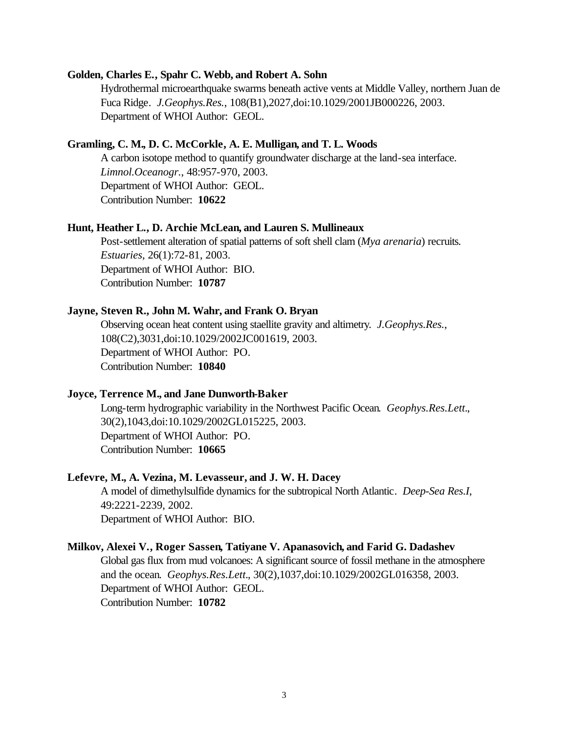**Golden, Charles E., Spahr C. Webb, and Robert A. Sohn**

Hydrothermal microearthquake swarms beneath active vents at Middle Valley, northern Juan de Fuca Ridge. *J.Geophys.Res.*, 108(B1),2027,doi:10.1029/2001JB000226, 2003.
Department of WHOI Author: GEOL.

**Gramling, C. M., D. C. McCorkle, A. E. Mulligan, and T. L. Woods**

A carbon isotope method to quantify groundwater discharge at the land-sea interface. *Limnol.Oceanogr.*, 48:957-970, 2003.
Department of WHOI Author: GEOL.
Contribution Number: **10622**

**Hunt, Heather L., D. Archie McLean, and Lauren S. Mullineaux**

Post-settlement alteration of spatial patterns of soft shell clam (*Mya arenaria*) recruits. *Estuaries*, 26(1):72-81, 2003.
Department of WHOI Author: BIO.
Contribution Number: **10787**

**Jayne, Steven R., John M. Wahr, and Frank O. Bryan**

Observing ocean heat content using staellite gravity and altimetry. *J.Geophys.Res.*, 108(C2),3031,doi:10.1029/2002JC001619, 2003.
Department of WHOI Author: PO.
Contribution Number: **10840**

**Joyce, Terrence M., and Jane Dunworth-Baker**

Long-term hydrographic variability in the Northwest Pacific Ocean. *Geophys.Res.Lett.*, 30(2),1043,doi:10.1029/2002GL015225, 2003.
Department of WHOI Author: PO.
Contribution Number: **10665**

**Lefevre, M., A. Vezina, M. Levasseur, and J. W. H. Dacey**

A model of dimethylsulfide dynamics for the subtropical North Atlantic. *Deep-Sea Res.I*, 49:2221-2239, 2002.
Department of WHOI Author: BIO.

**Milkov, Alexei V., Roger Sassen, Tatiyane V. Apanasovich, and Farid G. Dadashev**

Global gas flux from mud volcanoes: A significant source of fossil methane in the atmosphere and the ocean. *Geophys.Res.Lett.*, 30(2),1037,doi:10.1029/2002GL016358, 2003.
Department of WHOI Author: GEOL.
Contribution Number: **10782**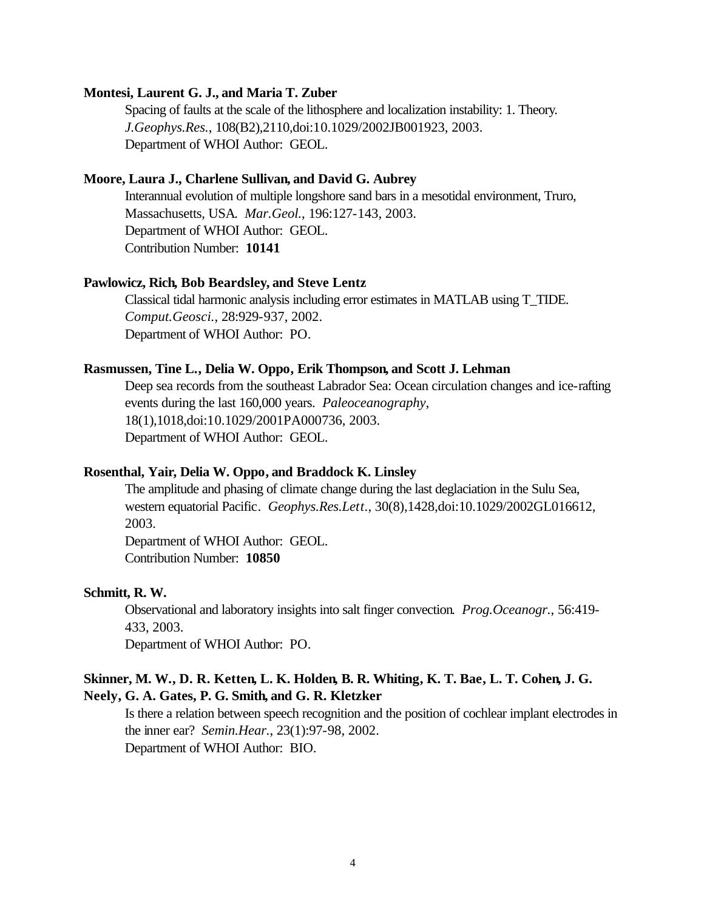**Montesi, Laurent G. J., and Maria T. Zuber**

Spacing of faults at the scale of the lithosphere and localization instability: 1. Theory. *J.Geophys.Res.*, 108(B2),2110,doi:10.1029/2002JB001923, 2003.
Department of WHOI Author: GEOL.

**Moore, Laura J., Charlene Sullivan, and David G. Aubrey**

Interannual evolution of multiple longshore sand bars in a mesotidal environment, Truro, Massachusetts, USA. *Mar.Geol.*, 196:127-143, 2003.
Department of WHOI Author: GEOL.
Contribution Number: **10141**

**Pawlowicz, Rich, Bob Beardsley, and Steve Lentz**

Classical tidal harmonic analysis including error estimates in MATLAB using T_TIDE. *Comput.Geosci.*, 28:929-937, 2002.
Department of WHOI Author: PO.

**Rasmussen, Tine L., Delia W. Oppo, Erik Thompson, and Scott J. Lehman**

Deep sea records from the southeast Labrador Sea: Ocean circulation changes and ice-rafting events during the last 160,000 years. *Paleoceanography*, 18(1),1018,doi:10.1029/2001PA000736, 2003.
Department of WHOI Author: GEOL.

**Rosenthal, Yair, Delia W. Oppo, and Braddock K. Linsley**

The amplitude and phasing of climate change during the last deglaciation in the Sulu Sea, western equatorial Pacific. *Geophys.Res.Lett.*, 30(8),1428,doi:10.1029/2002GL016612, 2003.
Department of WHOI Author: GEOL.
Contribution Number: **10850**

**Schmitt, R. W.**

Observational and laboratory insights into salt finger convection. *Prog.Oceanogr.*, 56:419-433, 2003.
Department of WHOI Author: PO.

**Skinner, M. W., D. R. Ketten, L. K. Holden, B. R. Whiting, K. T. Bae, L. T. Cohen, J. G. Neely, G. A. Gates, P. G. Smith, and G. R. Kletzker**

Is there a relation between speech recognition and the position of cochlear implant electrodes in the inner ear? *Semin.Hear.*, 23(1):97-98, 2002.
Department of WHOI Author: BIO.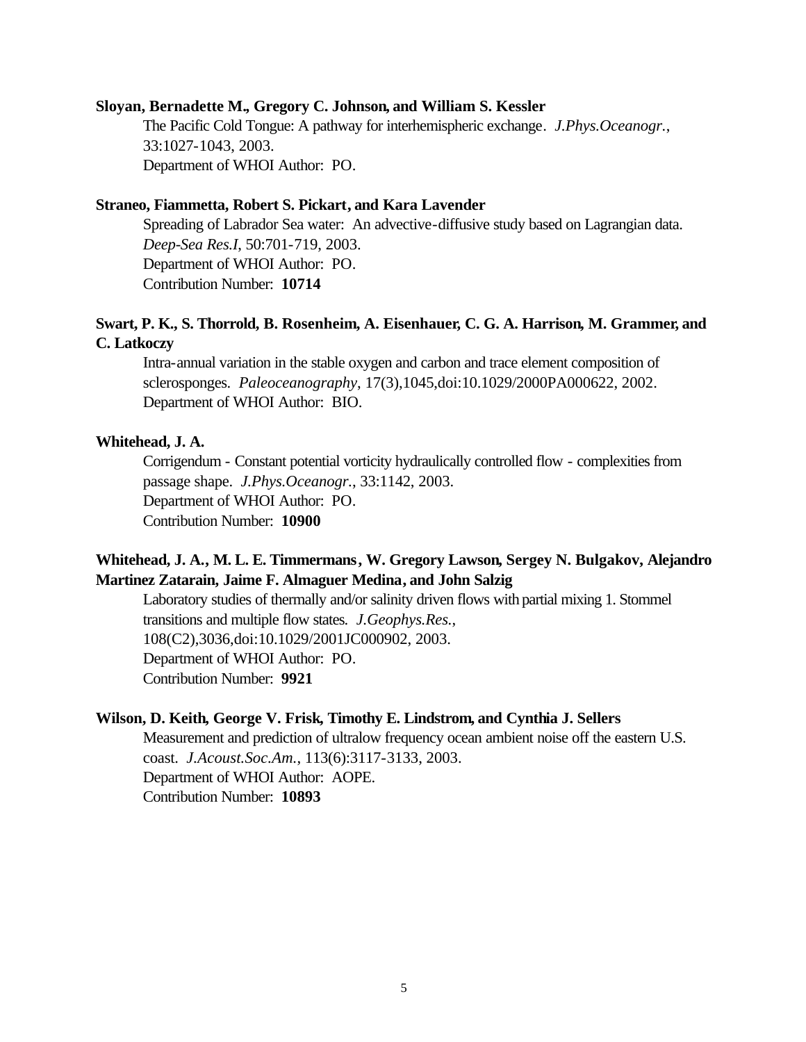**Sloyan, Bernadette M., Gregory C. Johnson, and William S. Kessler**

The Pacific Cold Tongue: A pathway for interhemispheric exchange. *J.Phys.Oceanogr.*, 33:1027-1043, 2003.
Department of WHOI Author: PO.

**Straneo, Fiammetta, Robert S. Pickart, and Kara Lavender**

Spreading of Labrador Sea water: An advective-diffusive study based on Lagrangian data. *Deep-Sea Res.I*, 50:701-719, 2003.
Department of WHOI Author: PO.
Contribution Number: **10714**

**Swart, P. K., S. Thorrold, B. Rosenheim, A. Eisenhauer, C. G. A. Harrison, M. Grammer, and C. Latkoczy**

Intra-annual variation in the stable oxygen and carbon and trace element composition of sclerosponges. *Paleoceanography*, 17(3),1045,doi:10.1029/2000PA000622, 2002.
Department of WHOI Author: BIO.

**Whitehead, J. A.**

Corrigendum - Constant potential vorticity hydraulically controlled flow - complexities from passage shape. *J.Phys.Oceanogr.*, 33:1142, 2003.
Department of WHOI Author: PO.
Contribution Number: **10900**

**Whitehead, J. A., M. L. E. Timmermans, W. Gregory Lawson, Sergey N. Bulgakov, Alejandro Martinez Zatarain, Jaime F. Almaguer Medina, and John Salzig**

Laboratory studies of thermally and/or salinity driven flows with partial mixing 1. Stommel transitions and multiple flow states. *J.Geophys.Res.*, 108(C2),3036,doi:10.1029/2001JC000902, 2003.
Department of WHOI Author: PO.
Contribution Number: **9921**

**Wilson, D. Keith, George V. Frisk, Timothy E. Lindstrom, and Cynthia J. Sellers**

Measurement and prediction of ultralow frequency ocean ambient noise off the eastern U.S. coast. *J.Acoust.Soc.Am.*, 113(6):3117-3133, 2003.
Department of WHOI Author: AOPE.
Contribution Number: **10893**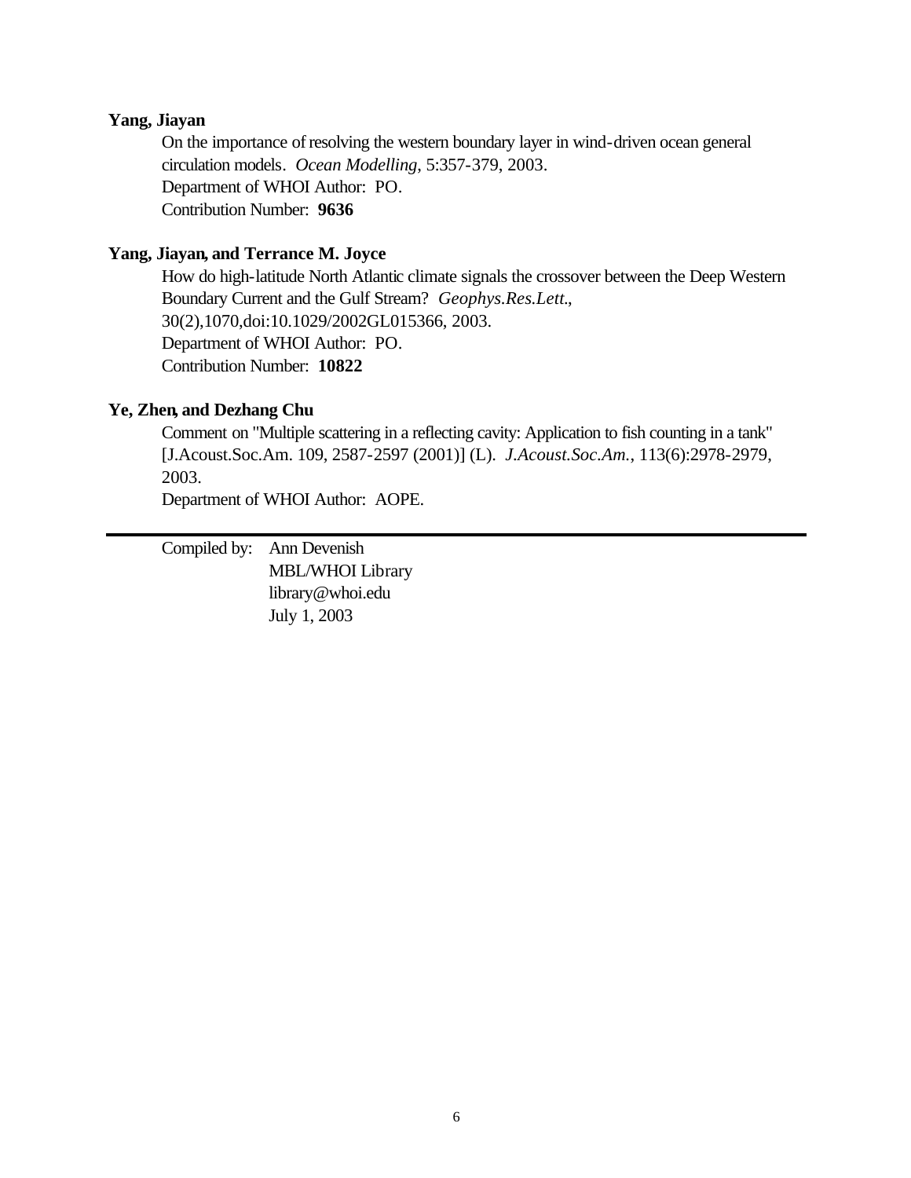**Yang, Jiayan**

On the importance of resolving the western boundary layer in wind-driven ocean general circulation models. *Ocean Modelling*, 5:357-379, 2003.
Department of WHOI Author: PO.
Contribution Number: **9636**

**Yang, Jiayan, and Terrance M. Joyce**

How do high-latitude North Atlantic climate signals the crossover between the Deep Western Boundary Current and the Gulf Stream? *Geophys.Res.Lett.*, 30(2),1070,doi:10.1029/2002GL015366, 2003.
Department of WHOI Author: PO.
Contribution Number: **10822**

**Ye, Zhen, and Dezhang Chu**

Comment on "Multiple scattering in a reflecting cavity: Application to fish counting in a tank" [J.Acoust.Soc.Am. 109, 2587-2597 (2001)] (L). *J.Acoust.Soc.Am.*, 113(6):2978-2979, 2003.
Department of WHOI Author: AOPE.

---

Compiled by: Ann Devenish
MBL/WHOI Library
library@whoi.edu
July 1, 2003